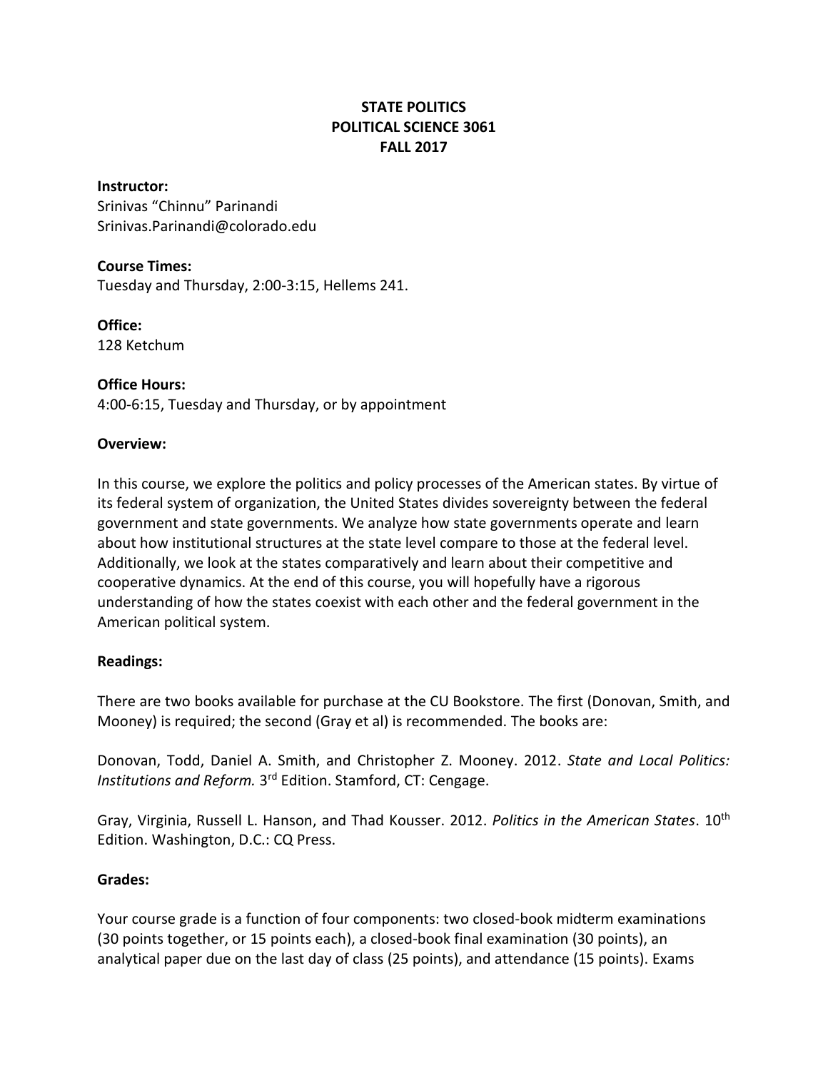# STATE POLITICS
# POLITICAL SCIENCE 3061
# FALL 2017

**Instructor:**
Srinivas "Chinnu" Parinandi
Srinivas.Parinandi@colorado.edu

**Course Times:**
Tuesday and Thursday, 2:00-3:15, Hellems 241.

**Office:**
128 Ketchum

**Office Hours:**
4:00-6:15, Tuesday and Thursday, or by appointment

**Overview:**

In this course, we explore the politics and policy processes of the American states. By virtue of its federal system of organization, the United States divides sovereignty between the federal government and state governments. We analyze how state governments operate and learn about how institutional structures at the state level compare to those at the federal level. Additionally, we look at the states comparatively and learn about their competitive and cooperative dynamics. At the end of this course, you will hopefully have a rigorous understanding of how the states coexist with each other and the federal government in the American political system.

**Readings:**

There are two books available for purchase at the CU Bookstore. The first (Donovan, Smith, and Mooney) is required; the second (Gray et al) is recommended. The books are:

Donovan, Todd, Daniel A. Smith, and Christopher Z. Mooney. 2012. *State and Local Politics: Institutions and Reform.* 3rd Edition. Stamford, CT: Cengage.

Gray, Virginia, Russell L. Hanson, and Thad Kousser. 2012. *Politics in the American States*. 10th Edition. Washington, D.C.: CQ Press.

**Grades:**

Your course grade is a function of four components: two closed-book midterm examinations (30 points together, or 15 points each), a closed-book final examination (30 points), an analytical paper due on the last day of class (25 points), and attendance (15 points). Exams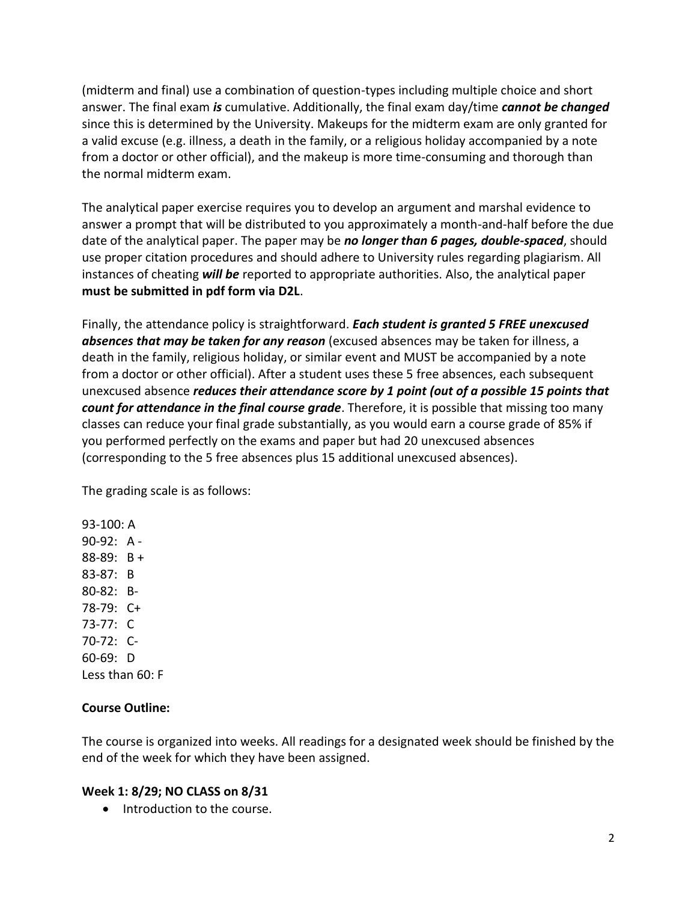(midterm and final) use a combination of question-types including multiple choice and short answer. The final exam ***is*** cumulative. Additionally, the final exam day/time ***cannot be changed*** since this is determined by the University. Makeups for the midterm exam are only granted for a valid excuse (e.g. illness, a death in the family, or a religious holiday accompanied by a note from a doctor or other official), and the makeup is more time-consuming and thorough than the normal midterm exam.

The analytical paper exercise requires you to develop an argument and marshal evidence to answer a prompt that will be distributed to you approximately a month-and-half before the due date of the analytical paper. The paper may be ***no longer than 6 pages, double-spaced***, should use proper citation procedures and should adhere to University rules regarding plagiarism. All instances of cheating ***will be*** reported to appropriate authorities. Also, the analytical paper **must be submitted in pdf form via D2L**.

Finally, the attendance policy is straightforward. ***Each student is granted 5 FREE unexcused absences that may be taken for any reason*** (excused absences may be taken for illness, a death in the family, religious holiday, or similar event and MUST be accompanied by a note from a doctor or other official). After a student uses these 5 free absences, each subsequent unexcused absence ***reduces their attendance score by 1 point (out of a possible 15 points that count for attendance in the final course grade***. Therefore, it is possible that missing too many classes can reduce your final grade substantially, as you would earn a course grade of 85% if you performed perfectly on the exams and paper but had 20 unexcused absences (corresponding to the 5 free absences plus 15 additional unexcused absences).

The grading scale is as follows:

93-100: A
90-92: A -
88-89: B +
83-87: B
80-82: B-
78-79: C+
73-77: C
70-72: C-
60-69: D
Less than 60: F

**Course Outline:**

The course is organized into weeks. All readings for a designated week should be finished by the end of the week for which they have been assigned.

**Week 1: 8/29; NO CLASS on 8/31**

- Introduction to the course.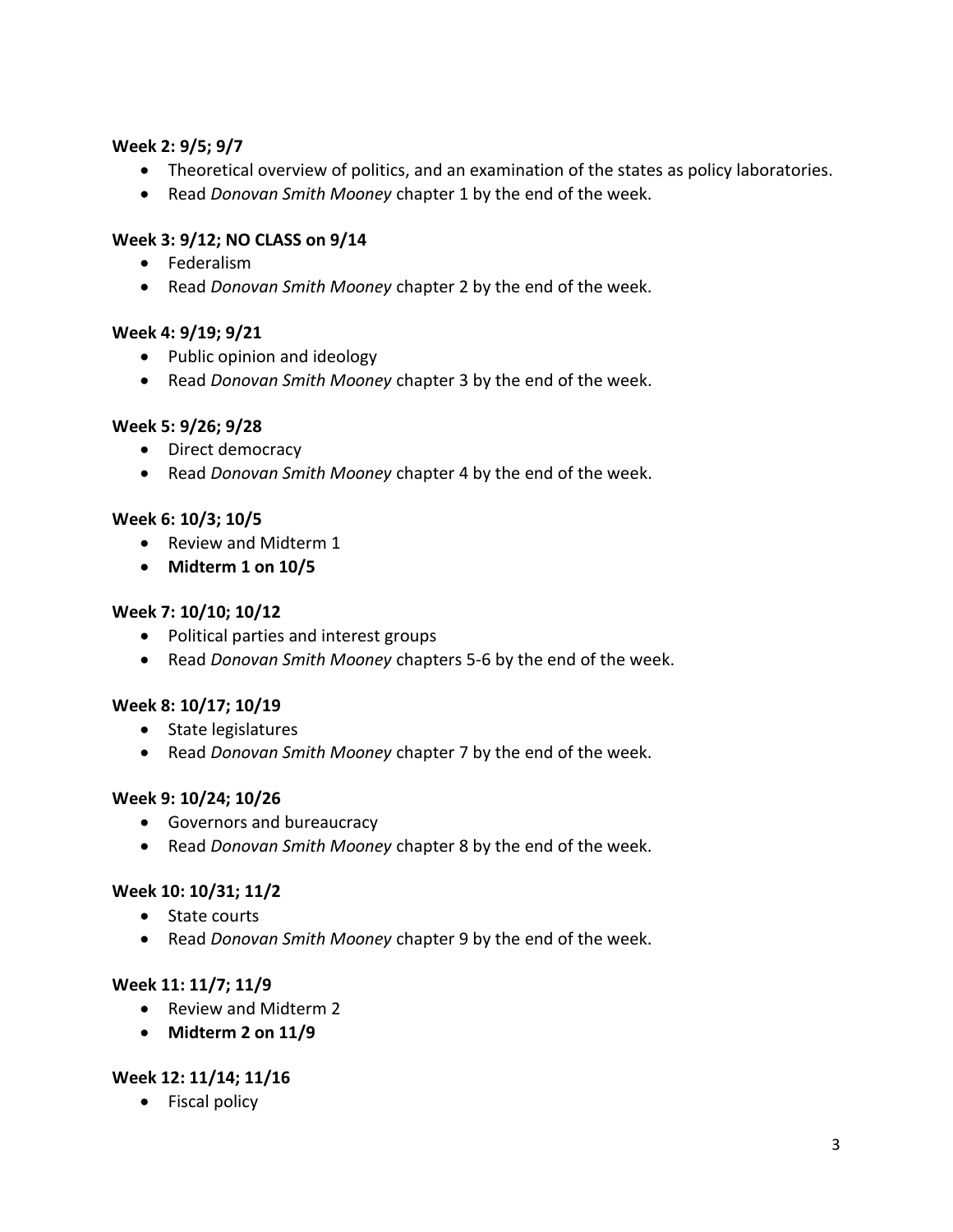**Week 2: 9/5; 9/7**

- Theoretical overview of politics, and an examination of the states as policy laboratories.
- Read *Donovan Smith Mooney* chapter 1 by the end of the week.

**Week 3: 9/12; NO CLASS on 9/14**

- Federalism
- Read *Donovan Smith Mooney* chapter 2 by the end of the week.

**Week 4: 9/19; 9/21**

- Public opinion and ideology
- Read *Donovan Smith Mooney* chapter 3 by the end of the week.

**Week 5: 9/26; 9/28**

- Direct democracy
- Read *Donovan Smith Mooney* chapter 4 by the end of the week.

**Week 6: 10/3; 10/5**

- Review and Midterm 1
- **Midterm 1 on 10/5**

**Week 7: 10/10; 10/12**

- Political parties and interest groups
- Read *Donovan Smith Mooney* chapters 5-6 by the end of the week.

**Week 8: 10/17; 10/19**

- State legislatures
- Read *Donovan Smith Mooney* chapter 7 by the end of the week.

**Week 9: 10/24; 10/26**

- Governors and bureaucracy
- Read *Donovan Smith Mooney* chapter 8 by the end of the week.

**Week 10: 10/31; 11/2**

- State courts
- Read *Donovan Smith Mooney* chapter 9 by the end of the week.

**Week 11: 11/7; 11/9**

- Review and Midterm 2
- **Midterm 2 on 11/9**

**Week 12: 11/14; 11/16**

- Fiscal policy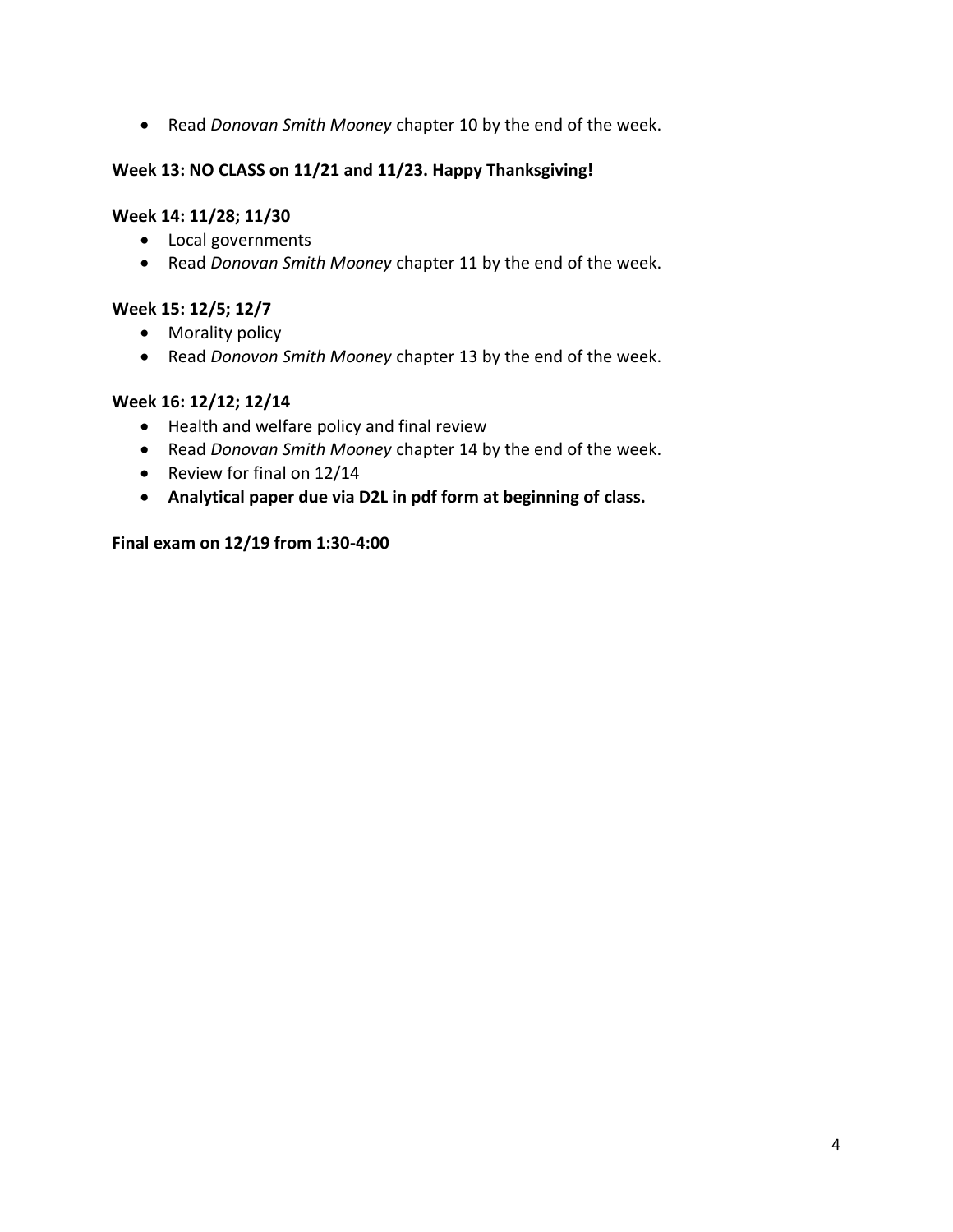- Read *Donovan Smith Mooney* chapter 10 by the end of the week.

**Week 13: NO CLASS on 11/21 and 11/23. Happy Thanksgiving!**

**Week 14: 11/28; 11/30**

- Local governments
- Read *Donovan Smith Mooney* chapter 11 by the end of the week.

**Week 15: 12/5; 12/7**

- Morality policy
- Read *Donovon Smith Mooney* chapter 13 by the end of the week.

**Week 16: 12/12; 12/14**

- Health and welfare policy and final review
- Read *Donovan Smith Mooney* chapter 14 by the end of the week.
- Review for final on 12/14
- **Analytical paper due via D2L in pdf form at beginning of class.**

**Final exam on 12/19 from 1:30-4:00**